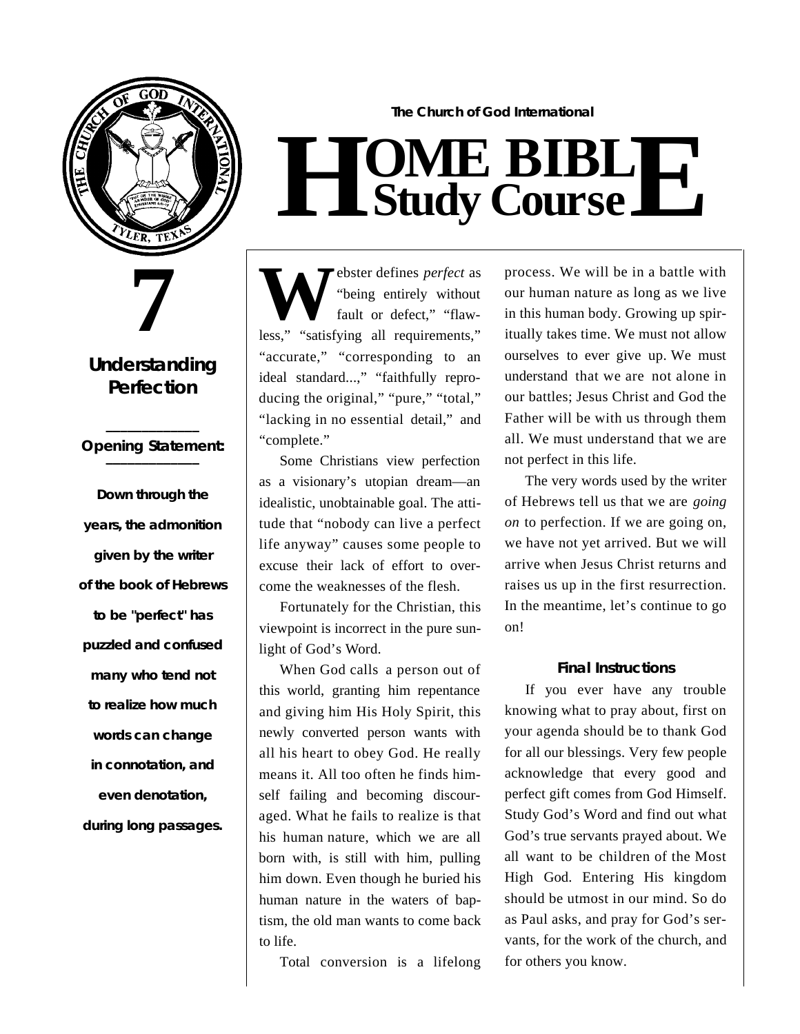The Church of God International

# HOME BIBLE Study Course

# 7

## Understanding Perfection

**Opening Statement:**

**Down through the years, the admonition given by the writer of the book of Hebrews to be "perfect" has puzzled and confused many who tend not to realize how much words can change in connotation, and even denotation, during long passages.**

Webster defines *perfect* as "being entirely without fault or defect," "flawless," "satisfying all requirements," "accurate," "corresponding to an ideal standard...," "faithfully reproducing the original," "pure," "total," "lacking in no essential detail," and "complete."

Some Christians view perfection as a visionary's utopian dream—an idealistic, unobtainable goal. The attitude that "nobody can live a perfect life anyway" causes some people to excuse their lack of effort to overcome the weaknesses of the flesh.

Fortunately for the Christian, this viewpoint is incorrect in the pure sunlight of God's Word.

When God calls a person out of this world, granting him repentance and giving him His Holy Spirit, this newly converted person wants with all his heart to obey God. He really means it. All too often he finds himself failing and becoming discouraged. What he fails to realize is that his human nature, which we are all born with, is still with him, pulling him down. Even though he buried his human nature in the waters of baptism, the old man wants to come back to life.

Total conversion is a lifelong process. We will be in a battle with our human nature as long as we live in this human body. Growing up spiritually takes time. We must not allow ourselves to ever give up. We must understand that we are not alone in our battles; Jesus Christ and God the Father will be with us through them all. We must understand that we are not perfect in this life.

The very words used by the writer of Hebrews tell us that we are *going on* to perfection. If we are going on, we have not yet arrived. But we will arrive when Jesus Christ returns and raises us up in the first resurrection. In the meantime, let's continue to go on!

### Final Instructions

If you ever have any trouble knowing what to pray about, first on your agenda should be to thank God for all our blessings. Very few people acknowledge that every good and perfect gift comes from God Himself. Study God's Word and find out what God's true servants prayed about. We all want to be children of the Most High God. Entering His kingdom should be utmost in our mind. So do as Paul asks, and pray for God's servants, for the work of the church, and for others you know.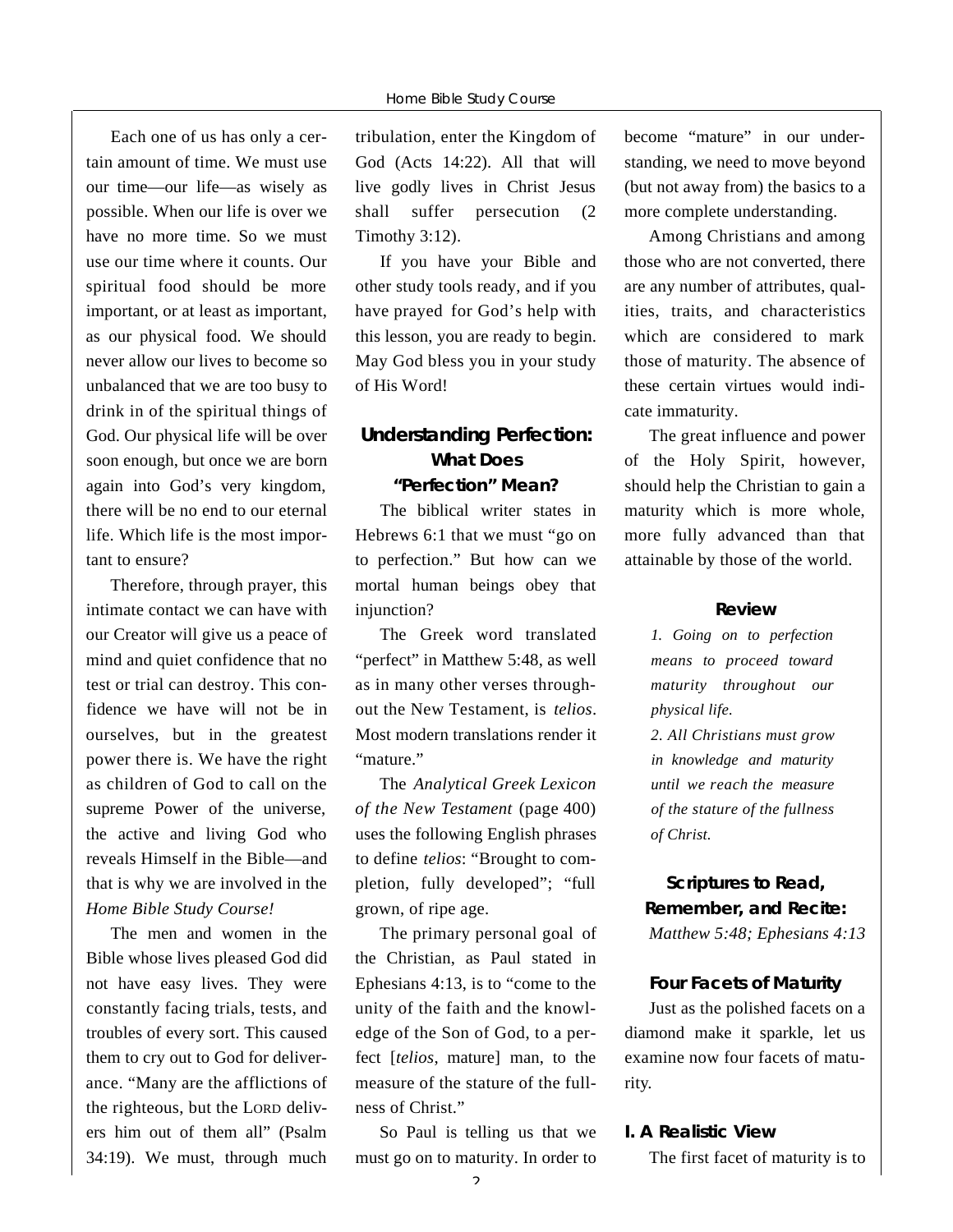Each one of us has only a certain amount of time. We must use our time—our life—as wisely as possible. When our life is over we have no more time. So we must use our time where it counts. Our spiritual food should be more important, or at least as important, as our physical food. We should never allow our lives to become so unbalanced that we are too busy to drink in of the spiritual things of God. Our physical life will be over soon enough, but once we are born again into God's very kingdom, there will be no end to our eternal life. Which life is the most important to ensure?

Therefore, through prayer, this intimate contact we can have with our Creator will give us a peace of mind and quiet confidence that no test or trial can destroy. This confidence we have will not be in ourselves, but in the greatest power there is. We have the right as children of God to call on the supreme Power of the universe, the active and living God who reveals Himself in the Bible—and that is why we are involved in the *Home Bible Study Course!*

The men and women in the Bible whose lives pleased God did not have easy lives. They were constantly facing trials, tests, and troubles of every sort. This caused them to cry out to God for deliverance. "Many are the afflictions of the righteous, but the LORD delivers him out of them all" (Psalm 34:19). We must, through much tribulation, enter the Kingdom of God (Acts 14:22). All that will live godly lives in Christ Jesus shall suffer persecution (2 Timothy 3:12).

If you have your Bible and other study tools ready, and if you have prayed for God's help with this lesson, you are ready to begin. May God bless you in your study of His Word!

## Understanding Perfection: What Does "Perfection" Mean?

The biblical writer states in Hebrews 6:1 that we must "go on to perfection." But how can we mortal human beings obey that injunction?

The Greek word translated "perfect" in Matthew 5:48, as well as in many other verses throughout the New Testament, is *telios*. Most modern translations render it "mature."

The *Analytical Greek Lexicon of the New Testament* (page 400) uses the following English phrases to define *telios*: "Brought to completion, fully developed"; "full grown, of ripe age.

The primary personal goal of the Christian, as Paul stated in Ephesians 4:13, is to "come to the unity of the faith and the knowledge of the Son of God, to a perfect [*telios*, mature] man, to the measure of the stature of the fullness of Christ."

So Paul is telling us that we must go on to maturity. In order to become "mature" in our understanding, we need to move beyond (but not away from) the basics to a more complete understanding.

Among Christians and among those who are not converted, there are any number of attributes, qualities, traits, and characteristics which are considered to mark those of maturity. The absence of these certain virtues would indicate immaturity.

The great influence and power of the Holy Spirit, however, should help the Christian to gain a maturity which is more whole, more fully advanced than that attainable by those of the world.

### Review

*1. Going on to perfection means to proceed toward maturity throughout our physical life.*

*2. All Christians must grow in knowledge and maturity until we reach the measure of the stature of the fullness of Christ.*

### Scriptures to Read, Remember, and Recite:

*Matthew 5:48; Ephesians 4:13*

### Four Facets of Maturity

Just as the polished facets on a diamond make it sparkle, let us examine now four facets of maturity.

### I. A Realistic View

The first facet of maturity is to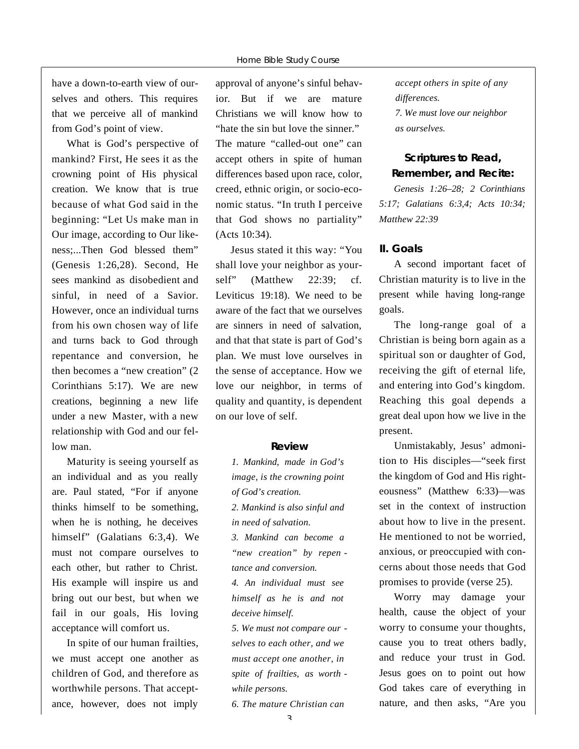have a down-to-earth view of ourselves and others. This requires that we perceive all of mankind from God's point of view.

What is God's perspective of mankind? First, He sees it as the crowning point of His physical creation. We know that is true because of what God said in the beginning: "Let Us make man in Our image, according to Our likeness;...Then God blessed them" (Genesis 1:26,28). Second, He sees mankind as disobedient and sinful, in need of a Savior. However, once an individual turns from his own chosen way of life and turns back to God through repentance and conversion, he then becomes a "new creation" (2 Corinthians 5:17). We are new creations, beginning a new life under a new Master, with a new relationship with God and our fellow man.

Maturity is seeing yourself as an individual and as you really are. Paul stated, "For if anyone thinks himself to be something, when he is nothing, he deceives himself" (Galatians 6:3,4). We must not compare ourselves to each other, but rather to Christ. His example will inspire us and bring out our best, but when we fail in our goals, His loving acceptance will comfort us.

In spite of our human frailties, we must accept one another as children of God, and therefore as worthwhile persons. That acceptance, however, does not imply approval of anyone's sinful behavior. But if we are mature Christians we will know how to "hate the sin but love the sinner." The mature "called-out one" can accept others in spite of human differences based upon race, color, creed, ethnic origin, or socio-economic status. "In truth I perceive that God shows no partiality" (Acts 10:34).

Jesus stated it this way: "You shall love your neighbor as yourself" (Matthew 22:39; cf. Leviticus 19:18). We need to be aware of the fact that we ourselves are sinners in need of salvation, and that that state is part of God's plan. We must love ourselves in the sense of acceptance. How we love our neighbor, in terms of quality and quantity, is dependent on our love of self.

### Review

*1. Mankind, made in God's image, is the crowning point of God's creation.*

*2. Mankind is also sinful and in need of salvation.*

*3. Mankind can become a "new creation" by repentance and conversion.*

*4. An individual must see himself as he is and not deceive himself.*

*5. We must not compare ourselves to each other, and we must accept one another, in spite of frailties, as worthwhile persons.*

*6. The mature Christian can accept others in spite of any differences.*

*7. We must love our neighbor as ourselves.*

### Scriptures to Read, Remember, and Recite:

*Genesis 1:26–28; 2 Corinthians 5:17; Galatians 6:3,4; Acts 10:34; Matthew 22:39*

## II. Goals

A second important facet of Christian maturity is to live in the present while having long-range goals.

The long-range goal of a Christian is being born again as a spiritual son or daughter of God, receiving the gift of eternal life, and entering into God's kingdom. Reaching this goal depends a great deal upon how we live in the present.

Unmistakably, Jesus' admonition to His disciples—"seek first the kingdom of God and His righteousness" (Matthew 6:33)—was set in the context of instruction about how to live in the present. He mentioned to not be worried, anxious, or preoccupied with concerns about those needs that God promises to provide (verse 25).

Worry may damage your health, cause the object of your worry to consume your thoughts, cause you to treat others badly, and reduce your trust in God. Jesus goes on to point out how God takes care of everything in nature, and then asks, "Are you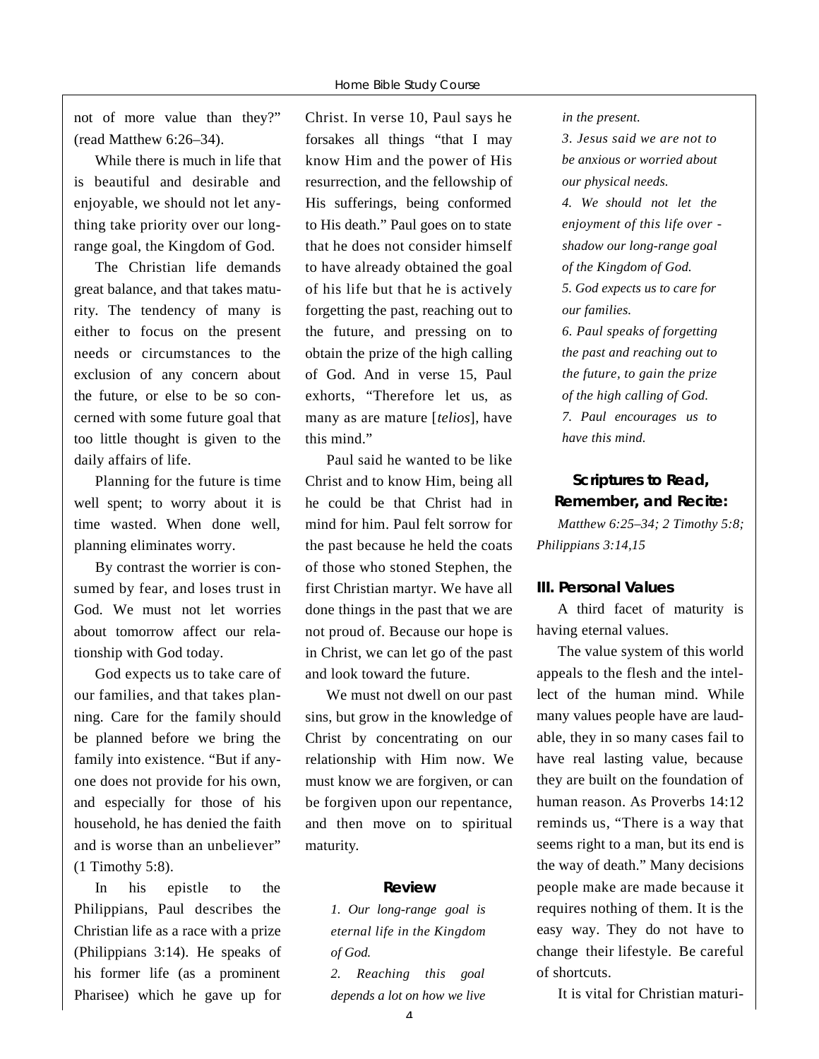not of more value than they?" (read Matthew 6:26–34).

While there is much in life that is beautiful and desirable and enjoyable, we should not let anything take priority over our long-range goal, the Kingdom of God.

The Christian life demands great balance, and that takes maturity. The tendency of many is either to focus on the present needs or circumstances to the exclusion of any concern about the future, or else to be so concerned with some future goal that too little thought is given to the daily affairs of life.

Planning for the future is time well spent; to worry about it is time wasted. When done well, planning eliminates worry.

By contrast the worrier is consumed by fear, and loses trust in God. We must not let worries about tomorrow affect our relationship with God today.

God expects us to take care of our families, and that takes planning. Care for the family should be planned before we bring the family into existence. "But if anyone does not provide for his own, and especially for those of his household, he has denied the faith and is worse than an unbeliever" (1 Timothy 5:8).

In his epistle to the Philippians, Paul describes the Christian life as a race with a prize (Philippians 3:14). He speaks of his former life (as a prominent Pharisee) which he gave up for Christ. In verse 10, Paul says he forsakes all things "that I may know Him and the power of His resurrection, and the fellowship of His sufferings, being conformed to His death." Paul goes on to state that he does not consider himself to have already obtained the goal of his life but that he is actively forgetting the past, reaching out to the future, and pressing on to obtain the prize of the high calling of God. And in verse 15, Paul exhorts, "Therefore let us, as many as are mature [*telios*], have this mind."

Paul said he wanted to be like Christ and to know Him, being all he could be that Christ had in mind for him. Paul felt sorrow for the past because he held the coats of those who stoned Stephen, the first Christian martyr. We have all done things in the past that we are not proud of. Because our hope is in Christ, we can let go of the past and look toward the future.

We must not dwell on our past sins, but grow in the knowledge of Christ by concentrating on our relationship with Him now. We must know we are forgiven, or can be forgiven upon our repentance, and then move on to spiritual maturity.

### Review

*1. Our long-range goal is eternal life in the Kingdom of God.*

*2. Reaching this goal depends a lot on how we live in the present.*

*3. Jesus said we are not to be anxious or worried about our physical needs.*

*4. We should not let the enjoyment of this life overshadow our long-range goal of the Kingdom of God.*

*5. God expects us to care for our families.*

*6. Paul speaks of forgetting the past and reaching out to the future, to gain the prize of the high calling of God.*

*7. Paul encourages us to have this mind.*

### Scriptures to Read, Remember, and Recite:

*Matthew 6:25–34; 2 Timothy 5:8; Philippians 3:14,15*

## III. Personal Values

A third facet of maturity is having eternal values.

The value system of this world appeals to the flesh and the intellect of the human mind. While many values people have are laudable, they in so many cases fail to have real lasting value, because they are built on the foundation of human reason. As Proverbs 14:12 reminds us, "There is a way that seems right to a man, but its end is the way of death." Many decisions people make are made because it requires nothing of them. It is the easy way. They do not have to change their lifestyle. Be careful of shortcuts.

It is vital for Christian maturi-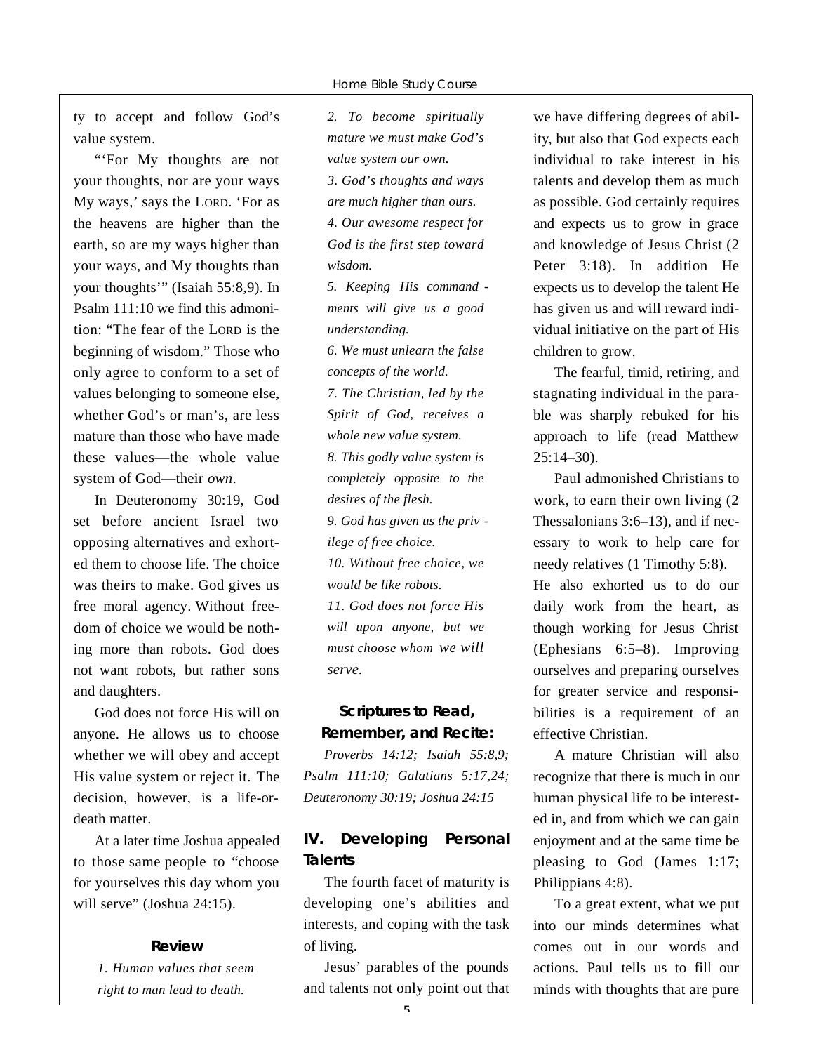ty to accept and follow God's value system.

"'For My thoughts are not your thoughts, nor are your ways My ways,' says the LORD. 'For as the heavens are higher than the earth, so are my ways higher than your ways, and My thoughts than your thoughts'" (Isaiah 55:8,9). In Psalm 111:10 we find this admonition: "The fear of the LORD is the beginning of wisdom." Those who only agree to conform to a set of values belonging to someone else, whether God's or man's, are less mature than those who have made these values—the whole value system of God—their *own*.

In Deuteronomy 30:19, God set before ancient Israel two opposing alternatives and exhorted them to choose life. The choice was theirs to make. God gives us free moral agency. Without freedom of choice we would be nothing more than robots. God does not want robots, but rather sons and daughters.

God does not force His will on anyone. He allows us to choose whether we will obey and accept His value system or reject it. The decision, however, is a life-or-death matter.

At a later time Joshua appealed to those same people to "choose for yourselves this day whom you will serve" (Joshua 24:15).

### Review

*1. Human values that seem right to man lead to death.*

*2. To become spiritually mature we must make God's value system our own.*

*3. God's thoughts and ways are much higher than ours.*

*4. Our awesome respect for God is the first step toward wisdom.*

*5. Keeping His commandments will give us a good understanding.*

*6. We must unlearn the false concepts of the world.*

*7. The Christian, led by the Spirit of God, receives a whole new value system.*

*8. This godly value system is completely opposite to the desires of the flesh.*

*9. God has given us the privilege of free choice.*

*10. Without free choice, we would be like robots.*

*11. God does not force His will upon anyone, but we must choose whom we will serve.*

### Scriptures to Read, Remember, and Recite:

*Proverbs 14:12; Isaiah 55:8,9; Psalm 111:10; Galatians 5:17,24; Deuteronomy 30:19; Joshua 24:15*

## IV. Developing Personal Talents

The fourth facet of maturity is developing one's abilities and interests, and coping with the task of living.

Jesus' parables of the pounds and talents not only point out that we have differing degrees of ability, but also that God expects each individual to take interest in his talents and develop them as much as possible. God certainly requires and expects us to grow in grace and knowledge of Jesus Christ (2 Peter 3:18). In addition He expects us to develop the talent He has given us and will reward individual initiative on the part of His children to grow.

The fearful, timid, retiring, and stagnating individual in the parable was sharply rebuked for his approach to life (read Matthew 25:14–30).

Paul admonished Christians to work, to earn their own living (2 Thessalonians 3:6–13), and if necessary to work to help care for needy relatives (1 Timothy 5:8). He also exhorted us to do our daily work from the heart, as though working for Jesus Christ (Ephesians 6:5–8). Improving ourselves and preparing ourselves for greater service and responsibilities is a requirement of an effective Christian.

A mature Christian will also recognize that there is much in our human physical life to be interested in, and from which we can gain enjoyment and at the same time be pleasing to God (James 1:17; Philippians 4:8).

To a great extent, what we put into our minds determines what comes out in our words and actions. Paul tells us to fill our minds with thoughts that are pure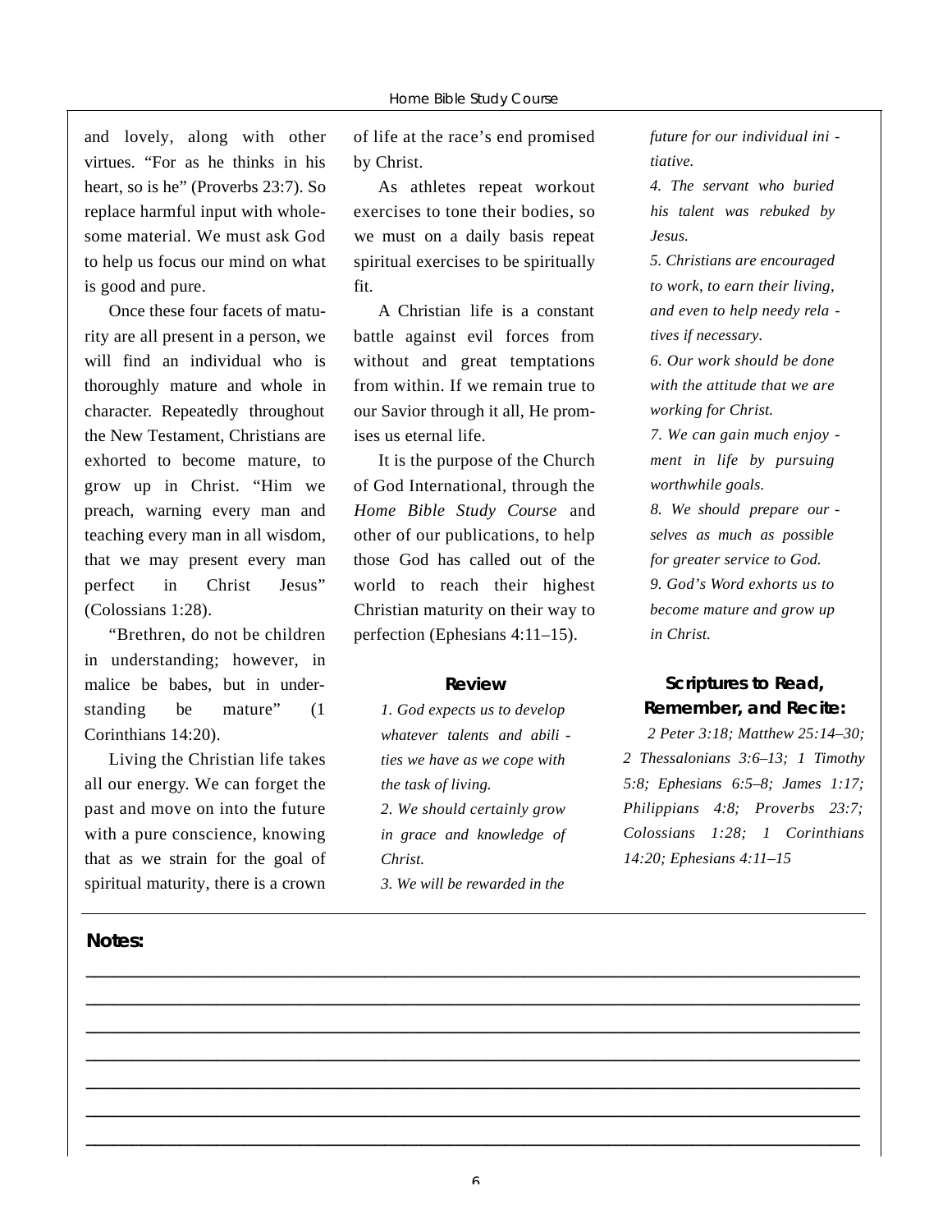and lovely, along with other virtues. "For as he thinks in his heart, so is he" (Proverbs 23:7). So replace harmful input with wholesome material. We must ask God to help us focus our mind on what is good and pure.

Once these four facets of maturity are all present in a person, we will find an individual who is thoroughly mature and whole in character. Repeatedly throughout the New Testament, Christians are exhorted to become mature, to grow up in Christ. "Him we preach, warning every man and teaching every man in all wisdom, that we may present every man perfect in Christ Jesus" (Colossians 1:28).

"Brethren, do not be children in understanding; however, in malice be babes, but in understanding be mature" (1 Corinthians 14:20).

Living the Christian life takes all our energy. We can forget the past and move on into the future with a pure conscience, knowing that as we strain for the goal of spiritual maturity, there is a crown of life at the race's end promised by Christ.

As athletes repeat workout exercises to tone their bodies, so we must on a daily basis repeat spiritual exercises to be spiritually fit.

A Christian life is a constant battle against evil forces from without and great temptations from within. If we remain true to our Savior through it all, He promises us eternal life.

It is the purpose of the Church of God International, through the *Home Bible Study Course* and other of our publications, to help those God has called out of the world to reach their highest Christian maturity on their way to perfection (Ephesians 4:11–15).

### Review

*1. God expects us to develop whatever talents and abilities we have as we cope with the task of living.*

*2. We should certainly grow in grace and knowledge of Christ.*

*3. We will be rewarded in the future for our individual initiative.*

*4. The servant who buried his talent was rebuked by Jesus.*

*5. Christians are encouraged to work, to earn their living, and even to help needy relatives if necessary.*

*6. Our work should be done with the attitude that we are working for Christ.*

*7. We can gain much enjoyment in life by pursuing worthwhile goals.*

*8. We should prepare ourselves as much as possible for greater service to God.*

*9. God's Word exhorts us to become mature and grow up in Christ.*

### Scriptures to Read, Remember, and Recite:

*2 Peter 3:18; Matthew 25:14–30; 2 Thessalonians 3:6–13; 1 Timothy 5:8; Ephesians 6:5–8; James 1:17; Philippians 4:8; Proverbs 23:7; Colossians 1:28; 1 Corinthians 14:20; Ephesians 4:11–15*

**Notes:**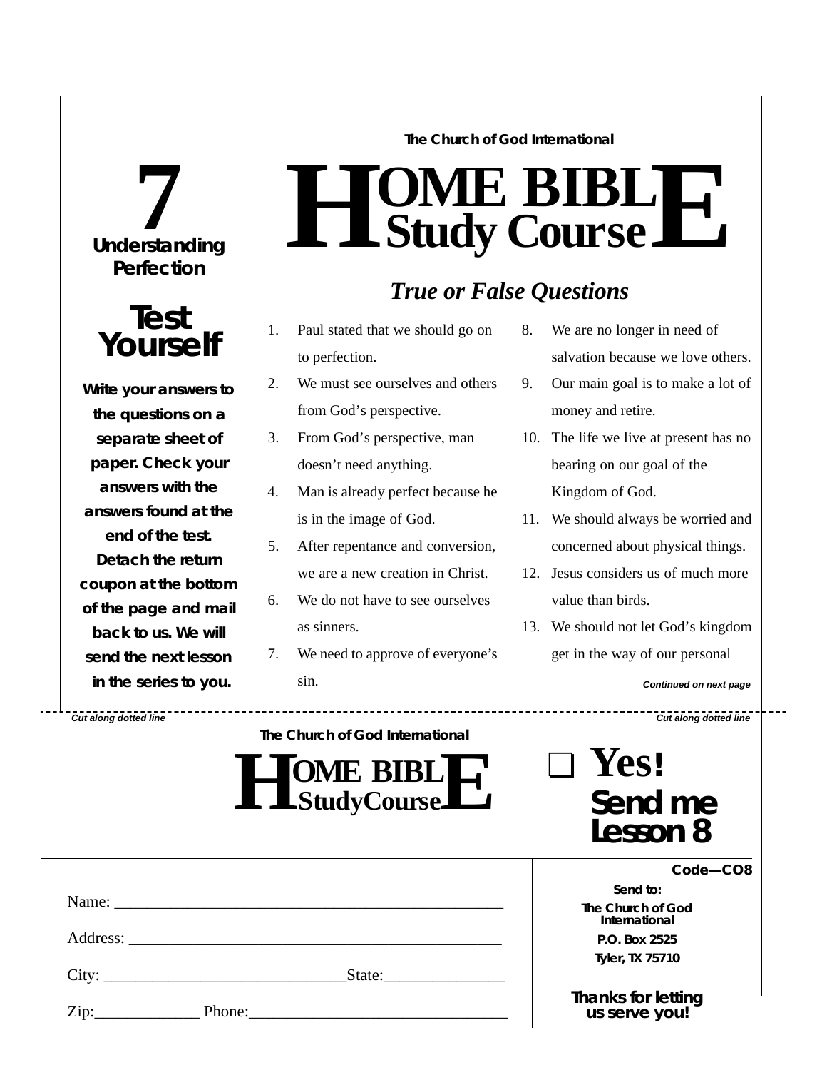The Church of God International

# 7

**Understanding Perfection**

## Test Yourself

**Write your answers to the questions on a separate sheet of paper. Check your answers with the answers found at the end of the test. Detach the return coupon at the bottom of the page and mail back to us. We will send the next lesson in the series to you.**

# HOME BIBLE Study Course

## *True or False Questions*

1. Paul stated that we should go on to perfection.
2. We must see ourselves and others from God's perspective.
3. From God's perspective, man doesn't need anything.
4. Man is already perfect because he is in the image of God.
5. After repentance and conversion, we are a new creation in Christ.
6. We do not have to see ourselves as sinners.
7. We need to approve of everyone's sin.
8. We are no longer in need of salvation because we love others.
9. Our main goal is to make a lot of money and retire.
10. The life we live at present has no bearing on our goal of the Kingdom of God.
11. We should always be worried and concerned about physical things.
12. Jesus considers us of much more value than birds.
13. We should not let God's kingdom get in the way of our personal

*Continued on next page*

*Cut along dotted line* — *Cut along dotted line*

The Church of God International

**HOME BIBLE StudyCourse**

❑ **Yes! Send me Lesson 8**

**Code—CO8**

Name: ______________________________________________

Address: ____________________________________________

City: ____________________________State:______________

Zip:_____________ Phone:_______________________________

**Send to:**
**The Church of God International**
**P.O. Box 2525**
**Tyler, TX 75710**

**Thanks for letting us serve you!**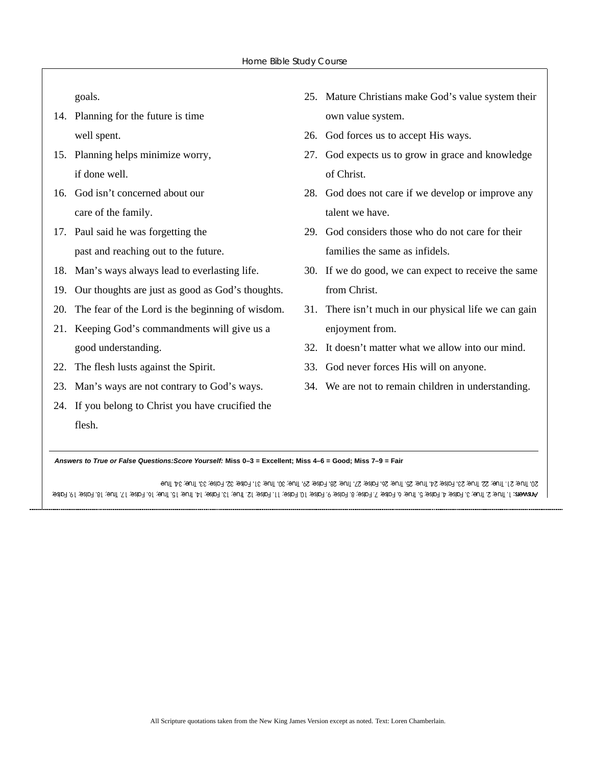goals.

14. Planning for the future is time well spent.
15. Planning helps minimize worry, if done well.
16. God isn't concerned about our care of the family.
17. Paul said he was forgetting the past and reaching out to the future.
18. Man's ways always lead to everlasting life.
19. Our thoughts are just as good as God's thoughts.
20. The fear of the Lord is the beginning of wisdom.
21. Keeping God's commandments will give us a good understanding.
22. The flesh lusts against the Spirit.
23. Man's ways are not contrary to God's ways.
24. If you belong to Christ you have crucified the flesh.
25. Mature Christians make God's value system their own value system.
26. God forces us to accept His ways.
27. God expects us to grow in grace and knowledge of Christ.
28. God does not care if we develop or improve any talent we have.
29. God considers those who do not care for their families the same as infidels.
30. If we do good, we can expect to receive the same from Christ.
31. There isn't much in our physical life we can gain enjoyment from.
32. It doesn't matter what we allow into our mind.
33. God never forces His will on anyone.
34. We are not to remain children in understanding.

***Answers to True or False Questions:Score Yourself:*** **Miss 0–3 = Excellent; Miss 4–6 = Good; Miss 7–9 = Fair**

**Answers:** 1. True; 2. True; 3. False; 4. False; 5. True; 6. False; 7. False; 8. False; 9. False; 10. False; 11. False; 12. True; 13. False; 14. True; 15. True; 16. False; 17. True; 18. False; 19. False; 20. True; 21. True; 22. True; 23. False; 24. True; 25. True; 26. False; 27. True; 28. False; 29. True; 30. True; 31. False; 32. False; 33. True; 34. True

All Scripture quotations taken from the New King James Version except as noted. Text: Loren Chamberlain.